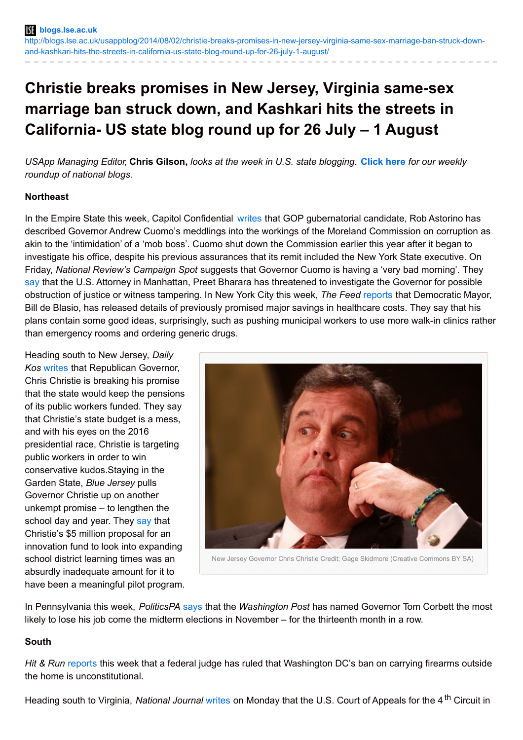blogs.lse.ac.uk
http://blogs.lse.ac.uk/usappblog/2014/08/02/christie-breaks-promises-in-new-jersey-virginia-same-sex-marriage-ban-struck-down-and-kashkari-hits-the-streets-in-california-us-state-blog-round-up-for-26-july-1-august/

# Christie breaks promises in New Jersey, Virginia same-sex marriage ban struck down, and Kashkari hits the streets in California- US state blog round up for 26 July – 1 August

*USApp Managing Editor,* **Chris Gilson,** *looks at the week in U.S. state blogging.* **Click here** *for our weekly roundup of national blogs.*

**Northeast**

In the Empire State this week, Capitol Confidential writes that GOP gubernatorial candidate, Rob Astorino has described Governor Andrew Cuomo's meddlings into the workings of the Moreland Commission on corruption as akin to the 'intimidation' of a 'mob boss'. Cuomo shut down the Commission earlier this year after it began to investigate his office, despite his previous assurances that its remit included the New York State executive. On Friday, *National Review's Campaign Spot* suggests that Governor Cuomo is having a 'very bad morning'. They say that the U.S. Attorney in Manhattan, Preet Bharara has threatened to investigate the Governor for possible obstruction of justice or witness tampering. In New York City this week, *The Feed* reports that Democratic Mayor, Bill de Blasio, has released details of previously promised major savings in healthcare costs. They say that his plans contain some good ideas, surprisingly, such as pushing municipal workers to use more walk-in clinics rather than emergency rooms and ordering generic drugs.

Heading south to New Jersey, *Daily Kos* writes that Republican Governor, Chris Christie is breaking his promise that the state would keep the pensions of its public workers funded. They say that Christie's state budget is a mess, and with his eyes on the 2016 presidential race, Christie is targeting public workers in order to win conservative kudos.Staying in the Garden State, *Blue Jersey* pulls Governor Christie up on another unkempt promise – to lengthen the school day and year. They say that Christie's $5 million proposal for an innovation fund to look into expanding school district learning times was an absurdly inadequate amount for it to have been a meaningful pilot program.

New Jersey Governor Chris Christie Credit; Gage Skidmore (Creative Commons BY SA)

In Pennsylvania this week, *PoliticsPA* says that the *Washington Post* has named Governor Tom Corbett the most likely to lose his job come the midterm elections in November – for the thirteenth month in a row.

**South**

*Hit & Run* reports this week that a federal judge has ruled that Washington DC's ban on carrying firearms outside the home is unconstitutional.

Heading south to Virginia, *National Journal* writes on Monday that the U.S. Court of Appeals for the 4th Circuit in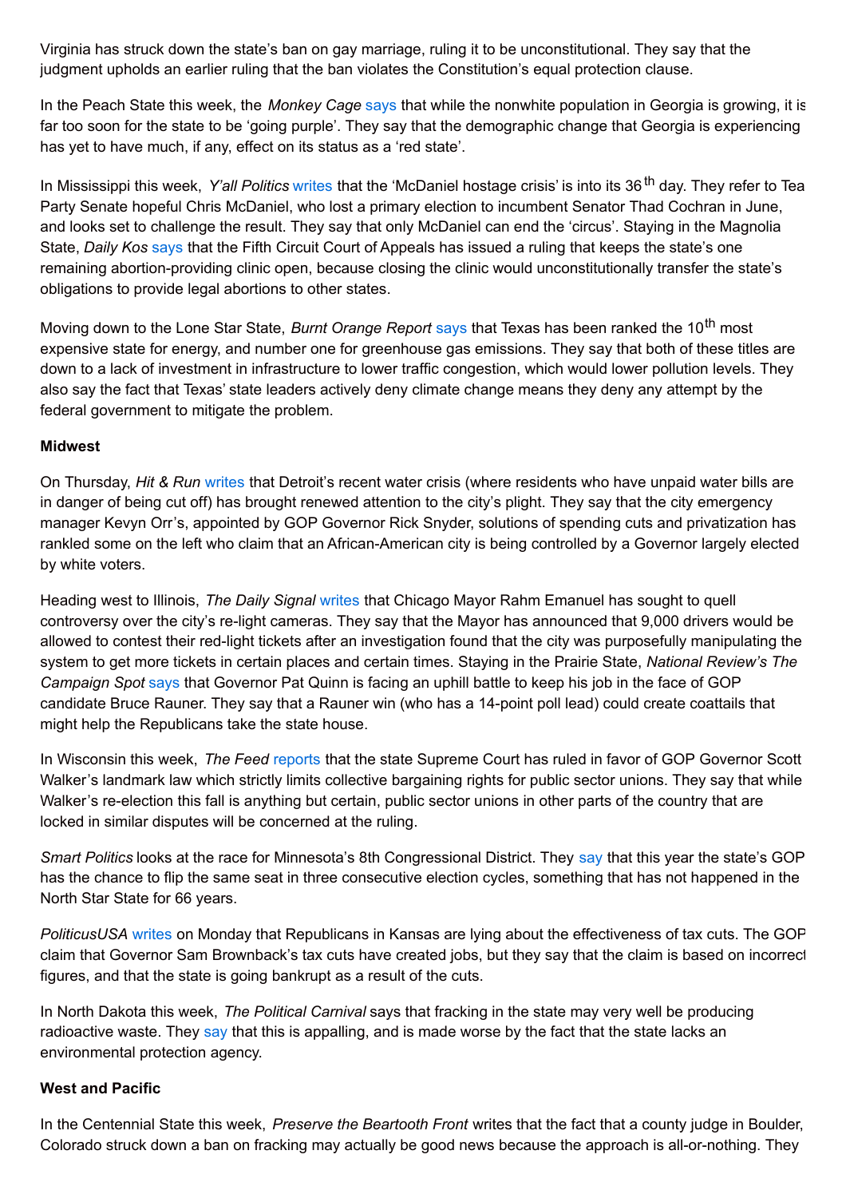Virginia has struck down the state's ban on gay marriage, ruling it to be unconstitutional. They say that the judgment upholds an earlier ruling that the ban violates the Constitution's equal protection clause.

In the Peach State this week, the *Monkey Cage* says that while the nonwhite population in Georgia is growing, it is far too soon for the state to be 'going purple'. They say that the demographic change that Georgia is experiencing has yet to have much, if any, effect on its status as a 'red state'.

In Mississippi this week, *Y'all Politics* writes that the 'McDaniel hostage crisis' is into its 36th day. They refer to Tea Party Senate hopeful Chris McDaniel, who lost a primary election to incumbent Senator Thad Cochran in June, and looks set to challenge the result. They say that only McDaniel can end the 'circus'. Staying in the Magnolia State, *Daily Kos* says that the Fifth Circuit Court of Appeals has issued a ruling that keeps the state's one remaining abortion-providing clinic open, because closing the clinic would unconstitutionally transfer the state's obligations to provide legal abortions to other states.

Moving down to the Lone Star State, *Burnt Orange Report* says that Texas has been ranked the 10th most expensive state for energy, and number one for greenhouse gas emissions. They say that both of these titles are down to a lack of investment in infrastructure to lower traffic congestion, which would lower pollution levels. They also say the fact that Texas' state leaders actively deny climate change means they deny any attempt by the federal government to mitigate the problem.

**Midwest**

On Thursday, *Hit & Run* writes that Detroit's recent water crisis (where residents who have unpaid water bills are in danger of being cut off) has brought renewed attention to the city's plight. They say that the city emergency manager Kevyn Orr's, appointed by GOP Governor Rick Snyder, solutions of spending cuts and privatization has rankled some on the left who claim that an African-American city is being controlled by a Governor largely elected by white voters.

Heading west to Illinois, *The Daily Signal* writes that Chicago Mayor Rahm Emanuel has sought to quell controversy over the city's re-light cameras. They say that the Mayor has announced that 9,000 drivers would be allowed to contest their red-light tickets after an investigation found that the city was purposefully manipulating the system to get more tickets in certain places and certain times. Staying in the Prairie State, *National Review's The Campaign Spot* says that Governor Pat Quinn is facing an uphill battle to keep his job in the face of GOP candidate Bruce Rauner. They say that a Rauner win (who has a 14-point poll lead) could create coattails that might help the Republicans take the state house.

In Wisconsin this week, *The Feed* reports that the state Supreme Court has ruled in favor of GOP Governor Scott Walker's landmark law which strictly limits collective bargaining rights for public sector unions. They say that while Walker's re-election this fall is anything but certain, public sector unions in other parts of the country that are locked in similar disputes will be concerned at the ruling.

*Smart Politics* looks at the race for Minnesota's 8th Congressional District. They say that this year the state's GOP has the chance to flip the same seat in three consecutive election cycles, something that has not happened in the North Star State for 66 years.

*PoliticusUSA* writes on Monday that Republicans in Kansas are lying about the effectiveness of tax cuts. The GOP claim that Governor Sam Brownback's tax cuts have created jobs, but they say that the claim is based on incorrect figures, and that the state is going bankrupt as a result of the cuts.

In North Dakota this week, *The Political Carnival* says that fracking in the state may very well be producing radioactive waste. They say that this is appalling, and is made worse by the fact that the state lacks an environmental protection agency.

**West and Pacific**

In the Centennial State this week, *Preserve the Beartooth Front* writes that the fact that a county judge in Boulder, Colorado struck down a ban on fracking may actually be good news because the approach is all-or-nothing. They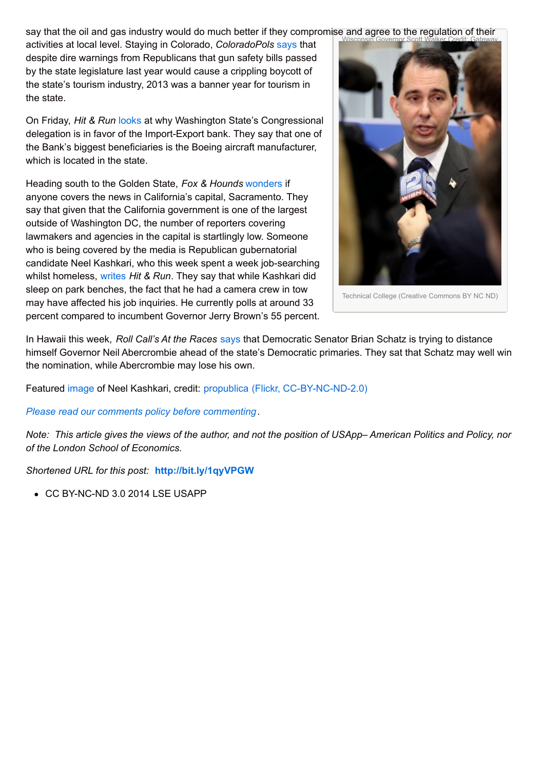say that the oil and gas industry would do much better if they compromise and agree to the regulation of their activities at local level. Staying in Colorado, *ColoradoPols* says that despite dire warnings from Republicans that gun safety bills passed by the state legislature last year would cause a crippling boycott of the state's tourism industry, 2013 was a banner year for tourism in the state.

Wisconsin Governor Scott Walker Credit: Gateway Technical College (Creative Commons BY NC ND)

On Friday, *Hit & Run* looks at why Washington State's Congressional delegation is in favor of the Import-Export bank. They say that one of the Bank's biggest beneficiaries is the Boeing aircraft manufacturer, which is located in the state.

Heading south to the Golden State, *Fox & Hounds* wonders if anyone covers the news in California's capital, Sacramento. They say that given that the California government is one of the largest outside of Washington DC, the number of reporters covering lawmakers and agencies in the capital is startlingly low. Someone who is being covered by the media is Republican gubernatorial candidate Neel Kashkari, who this week spent a week job-searching whilst homeless, writes *Hit & Run*. They say that while Kashkari did sleep on park benches, the fact that he had a camera crew in tow may have affected his job inquiries. He currently polls at around 33 percent compared to incumbent Governor Jerry Brown's 55 percent.

In Hawaii this week, *Roll Call's At the Races* says that Democratic Senator Brian Schatz is trying to distance himself Governor Neil Abercrombie ahead of the state's Democratic primaries. They sat that Schatz may well win the nomination, while Abercrombie may lose his own.

Featured image of Neel Kashkari, credit: propublica (Flickr, CC-BY-NC-ND-2.0)

*Please read our comments policy before commenting*.

*Note: This article gives the views of the author, and not the position of USApp– American Politics and Policy, nor of the London School of Economics.*

*Shortened URL for this post:* **http://bit.ly/1qyVPGW**

- CC BY-NC-ND 3.0 2014 LSE USAPP